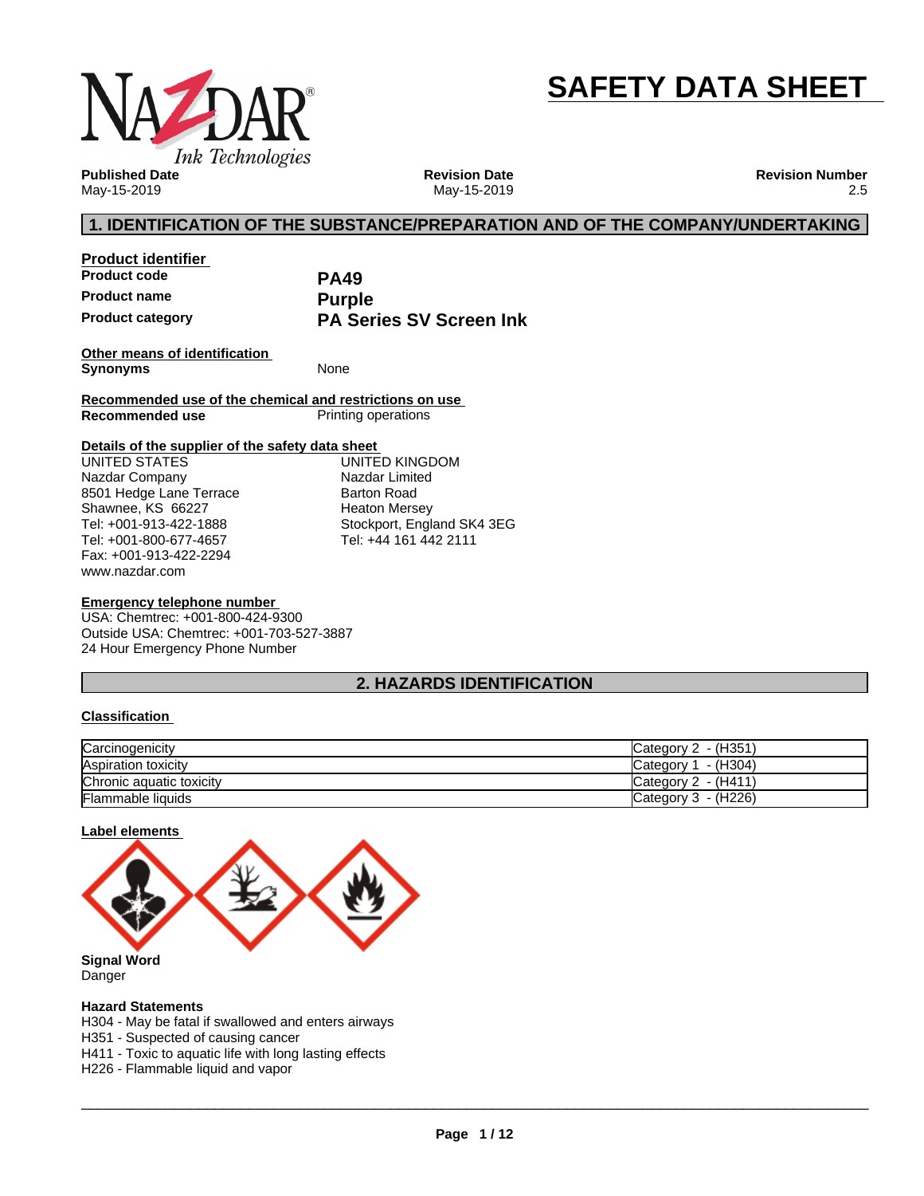# SAFETY DATA SHEET

NAZDAR® Ink Technologies

| Published Date | Revision Date | Revision Number |
|---|---|---|
| May-15-2019 | May-15-2019 | 2.5 |

## 1. IDENTIFICATION OF THE SUBSTANCE/PREPARATION AND OF THE COMPANY/UNDERTAKING

**Product identifier**

| | |
|---|---|
| **Product code** | **PA49** |
| **Product name** | **Purple** |
| **Product category** | **PA Series SV Screen Ink** |

**Other means of identification**

**Synonyms** None

**Recommended use of the chemical and restrictions on use**

**Recommended use** Printing operations

**Details of the supplier of the safety data sheet**

UNITED STATES
Nazdar Company
8501 Hedge Lane Terrace
Shawnee, KS 66227
Tel: +001-913-422-1888
Tel: +001-800-677-4657
Fax: +001-913-422-2294
www.nazdar.com

UNITED KINGDOM
Nazdar Limited
Barton Road
Heaton Mersey
Stockport, England SK4 3EG
Tel: +44 161 442 2111

**Emergency telephone number**

USA: Chemtrec: +001-800-424-9300
Outside USA: Chemtrec: +001-703-527-3887
24 Hour Emergency Phone Number

## 2. HAZARDS IDENTIFICATION

**Classification**

| | |
|---|---|
| Carcinogenicity | Category 2 - (H351) |
| Aspiration toxicity | Category 1 - (H304) |
| Chronic aquatic toxicity | Category 2 - (H411) |
| Flammable liquids | Category 3 - (H226) |

**Label elements**

**Signal Word**
Danger

**Hazard Statements**
H304 - May be fatal if swallowed and enters airways
H351 - Suspected of causing cancer
H411 - Toxic to aquatic life with long lasting effects
H226 - Flammable liquid and vapor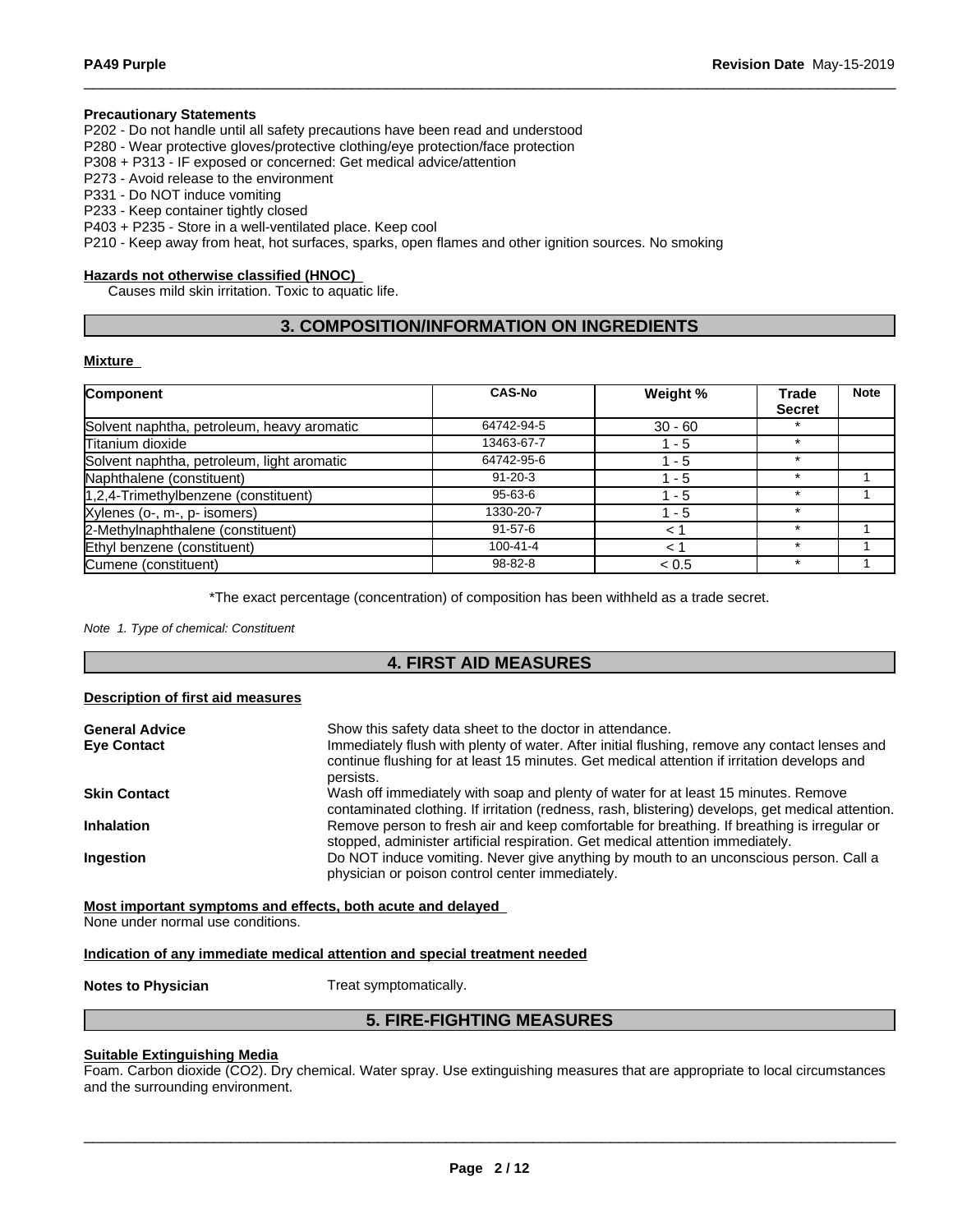**Precautionary Statements**

P202 - Do not handle until all safety precautions have been read and understood
P280 - Wear protective gloves/protective clothing/eye protection/face protection
P308 + P313 - IF exposed or concerned: Get medical advice/attention
P273 - Avoid release to the environment
P331 - Do NOT induce vomiting
P233 - Keep container tightly closed
P403 + P235 - Store in a well-ventilated place. Keep cool
P210 - Keep away from heat, hot surfaces, sparks, open flames and other ignition sources. No smoking

**Hazards not otherwise classified (HNOC)**

Causes mild skin irritation. Toxic to aquatic life.

## 3. COMPOSITION/INFORMATION ON INGREDIENTS

**Mixture**

| Component | CAS-No | Weight % | Trade Secret | Note |
|---|---|---|---|---|
| Solvent naphtha, petroleum, heavy aromatic | 64742-94-5 | 30 - 60 | * | |
| Titanium dioxide | 13463-67-7 | 1 - 5 | * | |
| Solvent naphtha, petroleum, light aromatic | 64742-95-6 | 1 - 5 | * | |
| Naphthalene (constituent) | 91-20-3 | 1 - 5 | * | 1 |
| 1,2,4-Trimethylbenzene (constituent) | 95-63-6 | 1 - 5 | * | 1 |
| Xylenes (o-, m-, p- isomers) | 1330-20-7 | 1 - 5 | * | |
| 2-Methylnaphthalene (constituent) | 91-57-6 | < 1 | * | 1 |
| Ethyl benzene (constituent) | 100-41-4 | < 1 | * | 1 |
| Cumene (constituent) | 98-82-8 | < 0.5 | * | 1 |

*The exact percentage (concentration) of composition has been withheld as a trade secret.

*Note 1. Type of chemical: Constituent*

## 4. FIRST AID MEASURES

**Description of first aid measures**

**General Advice** Show this safety data sheet to the doctor in attendance.

**Eye Contact** Immediately flush with plenty of water. After initial flushing, remove any contact lenses and continue flushing for at least 15 minutes. Get medical attention if irritation develops and persists.

**Skin Contact** Wash off immediately with soap and plenty of water for at least 15 minutes. Remove contaminated clothing. If irritation (redness, rash, blistering) develops, get medical attention.

**Inhalation** Remove person to fresh air and keep comfortable for breathing. If breathing is irregular or stopped, administer artificial respiration. Get medical attention immediately.

**Ingestion** Do NOT induce vomiting. Never give anything by mouth to an unconscious person. Call a physician or poison control center immediately.

**Most important symptoms and effects, both acute and delayed**

None under normal use conditions.

**Indication of any immediate medical attention and special treatment needed**

**Notes to Physician** Treat symptomatically.

## 5. FIRE-FIGHTING MEASURES

**Suitable Extinguishing Media**

Foam. Carbon dioxide ($CO_2$). Dry chemical. Water spray. Use extinguishing measures that are appropriate to local circumstances and the surrounding environment.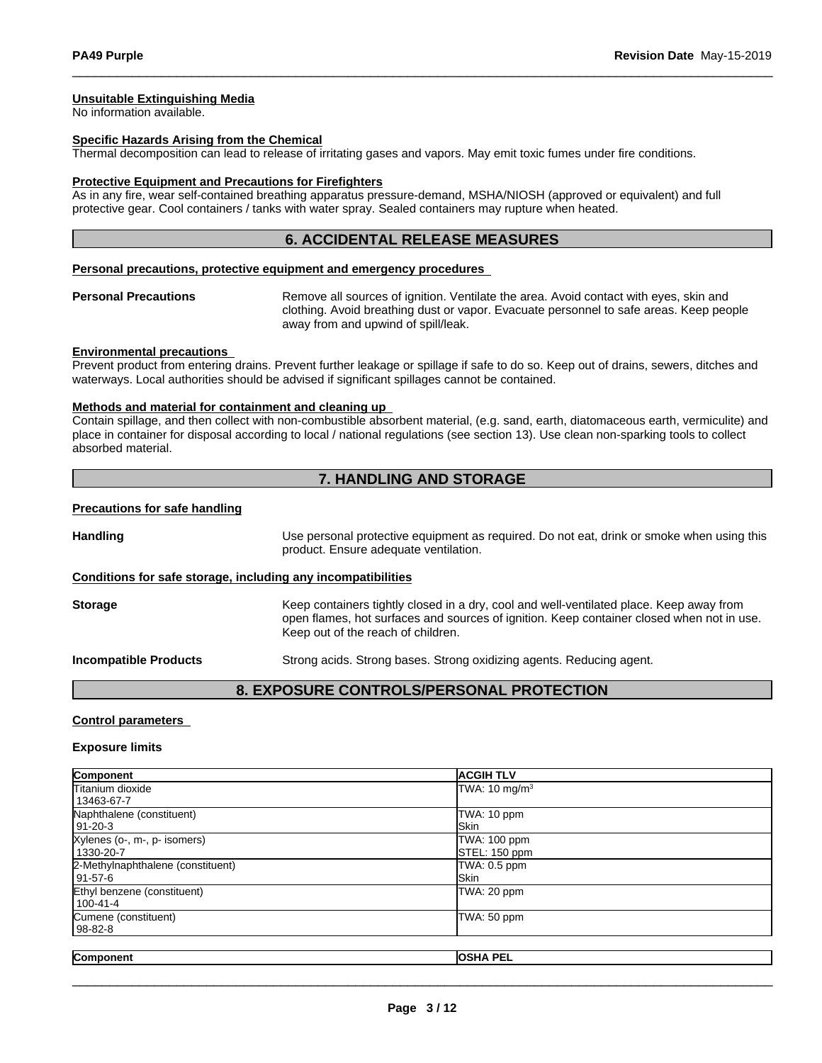#### Unsuitable Extinguishing Media

No information available.

#### Specific Hazards Arising from the Chemical

Thermal decomposition can lead to release of irritating gases and vapors. May emit toxic fumes under fire conditions.

#### Protective Equipment and Precautions for Firefighters

As in any fire, wear self-contained breathing apparatus pressure-demand, MSHA/NIOSH (approved or equivalent) and full protective gear. Cool containers / tanks with water spray. Sealed containers may rupture when heated.

## 6. ACCIDENTAL RELEASE MEASURES

#### Personal precautions, protective equipment and emergency procedures

**Personal Precautions** — Remove all sources of ignition. Ventilate the area. Avoid contact with eyes, skin and clothing. Avoid breathing dust or vapor. Evacuate personnel to safe areas. Keep people away from and upwind of spill/leak.

#### Environmental precautions

Prevent product from entering drains. Prevent further leakage or spillage if safe to do so. Keep out of drains, sewers, ditches and waterways. Local authorities should be advised if significant spillages cannot be contained.

#### Methods and material for containment and cleaning up

Contain spillage, and then collect with non-combustible absorbent material, (e.g. sand, earth, diatomaceous earth, vermiculite) and place in container for disposal according to local / national regulations (see section 13). Use clean non-sparking tools to collect absorbed material.

## 7. HANDLING AND STORAGE

#### Precautions for safe handling

**Handling** — Use personal protective equipment as required. Do not eat, drink or smoke when using this product. Ensure adequate ventilation.

#### Conditions for safe storage, including any incompatibilities

**Storage** — Keep containers tightly closed in a dry, cool and well-ventilated place. Keep away from open flames, hot surfaces and sources of ignition. Keep container closed when not in use. Keep out of the reach of children.

**Incompatible Products** — Strong acids. Strong bases. Strong oxidizing agents. Reducing agent.

## 8. EXPOSURE CONTROLS/PERSONAL PROTECTION

#### Control parameters

**Exposure limits**

| Component | ACGIH TLV |
|---|---|
| Titanium dioxide<br>13463-67-7 | TWA: 10 mg/m$^3$ |
| Naphthalene (constituent)<br>91-20-3 | TWA: 10 ppm<br>Skin |
| Xylenes (o-, m-, p- isomers)<br>1330-20-7 | TWA: 100 ppm<br>STEL: 150 ppm |
| 2-Methylnaphthalene (constituent)<br>91-57-6 | TWA: 0.5 ppm<br>Skin |
| Ethyl benzene (constituent)<br>100-41-4 | TWA: 20 ppm |
| Cumene (constituent)<br>98-82-8 | TWA: 50 ppm |

| Component | OSHA PEL |
|---|---|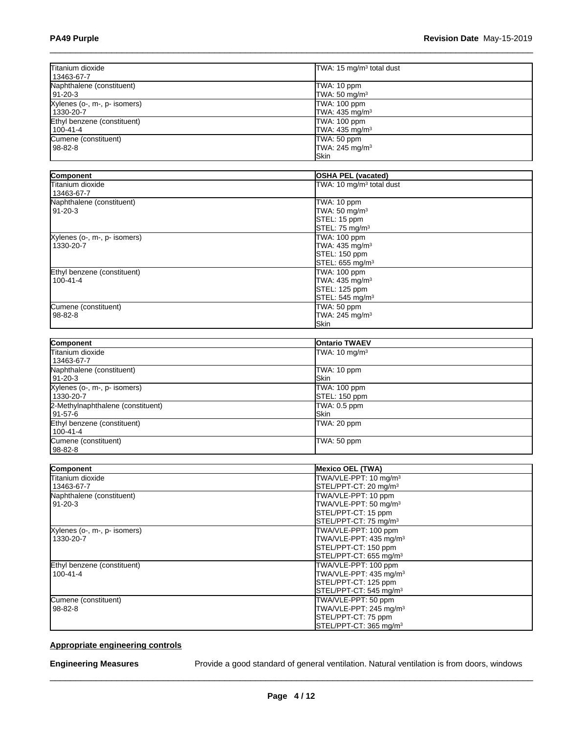| | |
|---|---|
| Titanium dioxide<br>13463-67-7 | TWA: 15 mg/m³ total dust |
| Naphthalene (constituent)<br>91-20-3 | TWA: 10 ppm<br>TWA: 50 mg/m³ |
| Xylenes (o-, m-, p- isomers)<br>1330-20-7 | TWA: 100 ppm<br>TWA: 435 mg/m³ |
| Ethyl benzene (constituent)<br>100-41-4 | TWA: 100 ppm<br>TWA: 435 mg/m³ |
| Cumene (constituent)<br>98-82-8 | TWA: 50 ppm<br>TWA: 245 mg/m³<br>Skin |

| Component | OSHA PEL (vacated) |
|---|---|
| Titanium dioxide<br>13463-67-7 | TWA: 10 mg/m³ total dust |
| Naphthalene (constituent)<br>91-20-3 | TWA: 10 ppm<br>TWA: 50 mg/m³<br>STEL: 15 ppm<br>STEL: 75 mg/m³ |
| Xylenes (o-, m-, p- isomers)<br>1330-20-7 | TWA: 100 ppm<br>TWA: 435 mg/m³<br>STEL: 150 ppm<br>STEL: 655 mg/m³ |
| Ethyl benzene (constituent)<br>100-41-4 | TWA: 100 ppm<br>TWA: 435 mg/m³<br>STEL: 125 ppm<br>STEL: 545 mg/m³ |
| Cumene (constituent)<br>98-82-8 | TWA: 50 ppm<br>TWA: 245 mg/m³<br>Skin |

| Component | Ontario TWAEV |
|---|---|
| Titanium dioxide<br>13463-67-7 | TWA: 10 mg/m³ |
| Naphthalene (constituent)<br>91-20-3 | TWA: 10 ppm<br>Skin |
| Xylenes (o-, m-, p- isomers)<br>1330-20-7 | TWA: 100 ppm<br>STEL: 150 ppm |
| 2-Methylnaphthalene (constituent)<br>91-57-6 | TWA: 0.5 ppm<br>Skin |
| Ethyl benzene (constituent)<br>100-41-4 | TWA: 20 ppm |
| Cumene (constituent)<br>98-82-8 | TWA: 50 ppm |

| Component | Mexico OEL (TWA) |
|---|---|
| Titanium dioxide<br>13463-67-7 | TWA/VLE-PPT: 10 mg/m³<br>STEL/PPT-CT: 20 mg/m³ |
| Naphthalene (constituent)<br>91-20-3 | TWA/VLE-PPT: 10 ppm<br>TWA/VLE-PPT: 50 mg/m³<br>STEL/PPT-CT: 15 ppm<br>STEL/PPT-CT: 75 mg/m³ |
| Xylenes (o-, m-, p- isomers)<br>1330-20-7 | TWA/VLE-PPT: 100 ppm<br>TWA/VLE-PPT: 435 mg/m³<br>STEL/PPT-CT: 150 ppm<br>STEL/PPT-CT: 655 mg/m³ |
| Ethyl benzene (constituent)<br>100-41-4 | TWA/VLE-PPT: 100 ppm<br>TWA/VLE-PPT: 435 mg/m³<br>STEL/PPT-CT: 125 ppm<br>STEL/PPT-CT: 545 mg/m³ |
| Cumene (constituent)<br>98-82-8 | TWA/VLE-PPT: 50 ppm<br>TWA/VLE-PPT: 245 mg/m³<br>STEL/PPT-CT: 75 ppm<br>STEL/PPT-CT: 365 mg/m³ |

**Appropriate engineering controls**

**Engineering Measures** Provide a good standard of general ventilation. Natural ventilation is from doors, windows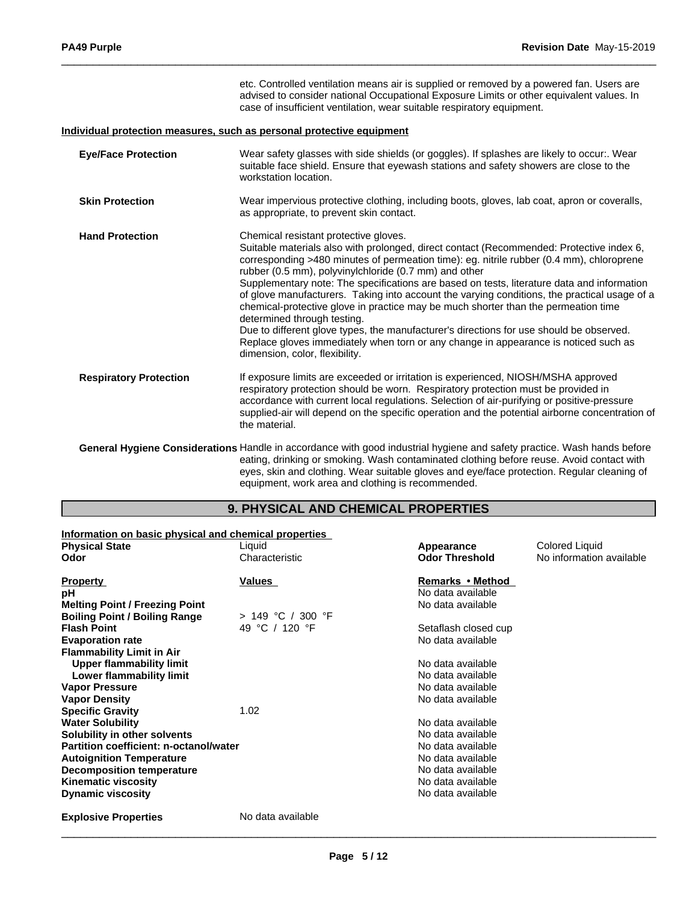etc. Controlled ventilation means air is supplied or removed by a powered fan. Users are advised to consider national Occupational Exposure Limits or other equivalent values. In case of insufficient ventilation, wear suitable respiratory equipment.

**Individual protection measures, such as personal protective equipment**

**Eye/Face Protection** Wear safety glasses with side shields (or goggles). If splashes are likely to occur:. Wear suitable face shield. Ensure that eyewash stations and safety showers are close to the workstation location.

**Skin Protection** Wear impervious protective clothing, including boots, gloves, lab coat, apron or coveralls, as appropriate, to prevent skin contact.

**Hand Protection** Chemical resistant protective gloves.
Suitable materials also with prolonged, direct contact (Recommended: Protective index 6, corresponding >480 minutes of permeation time): eg. nitrile rubber (0.4 mm), chloroprene rubber (0.5 mm), polyvinylchloride (0.7 mm) and other
Supplementary note: The specifications are based on tests, literature data and information of glove manufacturers. Taking into account the varying conditions, the practical usage of a chemical-protective glove in practice may be much shorter than the permeation time determined through testing.
Due to different glove types, the manufacturer's directions for use should be observed. Replace gloves immediately when torn or any change in appearance is noticed such as dimension, color, flexibility.

**Respiratory Protection** If exposure limits are exceeded or irritation is experienced, NIOSH/MSHA approved respiratory protection should be worn. Respiratory protection must be provided in accordance with current local regulations. Selection of air-purifying or positive-pressure supplied-air will depend on the specific operation and the potential airborne concentration of the material.

**General Hygiene Considerations** Handle in accordance with good industrial hygiene and safety practice. Wash hands before eating, drinking or smoking. Wash contaminated clothing before reuse. Avoid contact with eyes, skin and clothing. Wear suitable gloves and eye/face protection. Regular cleaning of equipment, work area and clothing is recommended.

## 9. PHYSICAL AND CHEMICAL PROPERTIES

**Information on basic physical and chemical properties**

| | | | |
|---|---|---|---|
| **Physical State** | Liquid | **Appearance** | Colored Liquid |
| **Odor** | Characteristic | **Odor Threshold** | No information available |

| **Property** | **Values** | **Remarks • Method** |
|---|---|---|
| **pH** | | No data available |
| **Melting Point / Freezing Point** | | No data available |
| **Boiling Point / Boiling Range** | > 149 °C / 300 °F | |
| **Flash Point** | 49 °C / 120 °F | Setaflash closed cup |
| **Evaporation rate** | | No data available |
| **Flammability Limit in Air** | | |
| **Upper flammability limit** | | No data available |
| **Lower flammability limit** | | No data available |
| **Vapor Pressure** | | No data available |
| **Vapor Density** | | No data available |
| **Specific Gravity** | 1.02 | |
| **Water Solubility** | | No data available |
| **Solubility in other solvents** | | No data available |
| **Partition coefficient: n-octanol/water** | | No data available |
| **Autoignition Temperature** | | No data available |
| **Decomposition temperature** | | No data available |
| **Kinematic viscosity** | | No data available |
| **Dynamic viscosity** | | No data available |
| **Explosive Properties** | No data available | |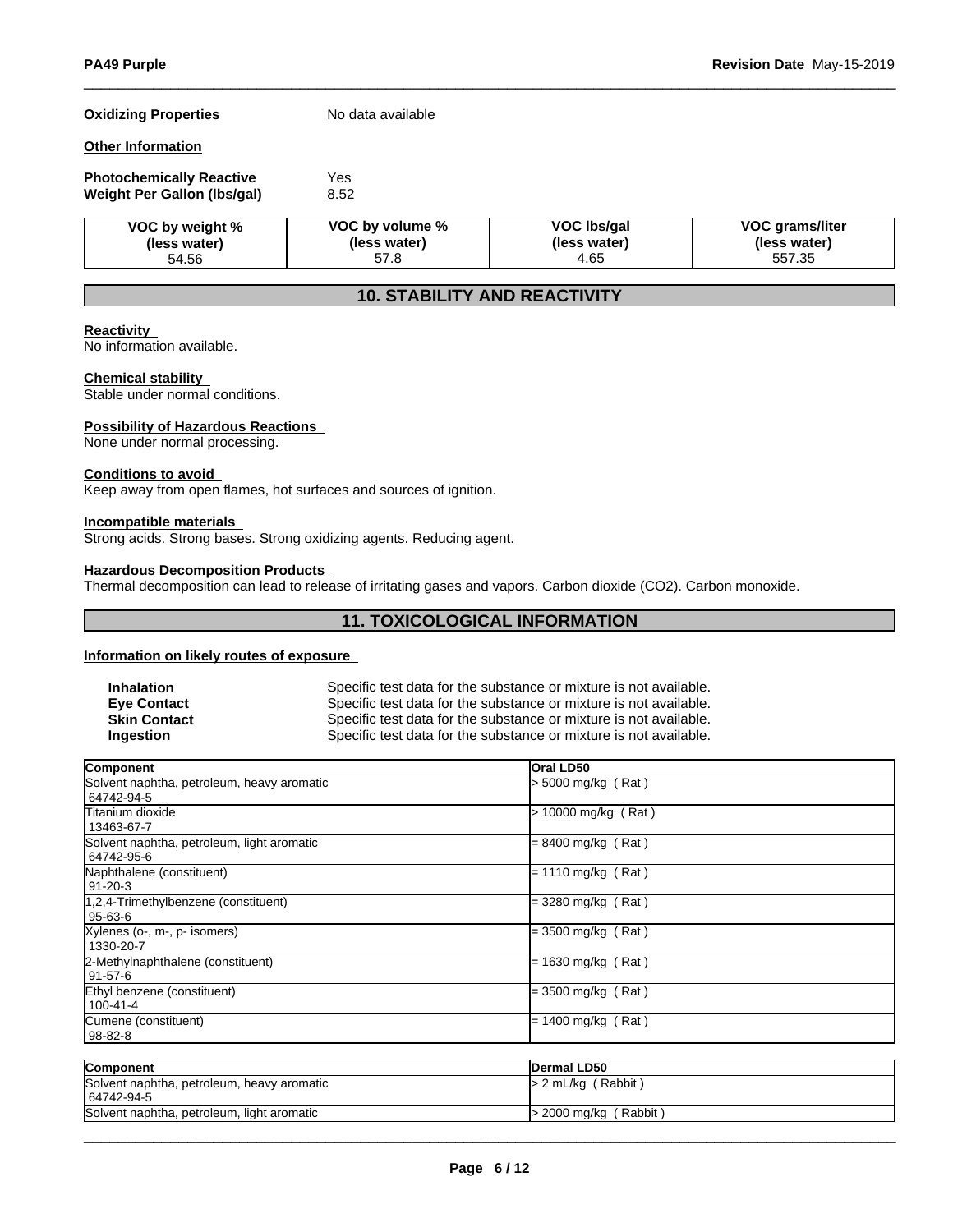**Oxidizing Properties** No data available

**Other Information**

**Photochemically Reactive** Yes
**Weight Per Gallon (lbs/gal)** 8.52

| VOC by weight % (less water) | VOC by volume % (less water) | VOC lbs/gal (less water) | VOC grams/liter (less water) |
|---|---|---|---|
| 54.56 | 57.8 | 4.65 | 557.35 |

## 10. STABILITY AND REACTIVITY

**Reactivity**
No information available.

**Chemical stability**
Stable under normal conditions.

**Possibility of Hazardous Reactions**
None under normal processing.

**Conditions to avoid**
Keep away from open flames, hot surfaces and sources of ignition.

**Incompatible materials**
Strong acids. Strong bases. Strong oxidizing agents. Reducing agent.

**Hazardous Decomposition Products**
Thermal decomposition can lead to release of irritating gases and vapors. Carbon dioxide ($CO_2$). Carbon monoxide.

## 11. TOXICOLOGICAL INFORMATION

**Information on likely routes of exposure**

**Inhalation** Specific test data for the substance or mixture is not available.
**Eye Contact** Specific test data for the substance or mixture is not available.
**Skin Contact** Specific test data for the substance or mixture is not available.
**Ingestion** Specific test data for the substance or mixture is not available.

| Component | Oral LD50 |
|---|---|
| Solvent naphtha, petroleum, heavy aromatic 64742-94-5 | > 5000 mg/kg ( Rat ) |
| Titanium dioxide 13463-67-7 | > 10000 mg/kg ( Rat ) |
| Solvent naphtha, petroleum, light aromatic 64742-95-6 | = 8400 mg/kg ( Rat ) |
| Naphthalene (constituent) 91-20-3 | = 1110 mg/kg ( Rat ) |
| 1,2,4-Trimethylbenzene (constituent) 95-63-6 | = 3280 mg/kg ( Rat ) |
| Xylenes (o-, m-, p- isomers) 1330-20-7 | = 3500 mg/kg ( Rat ) |
| 2-Methylnaphthalene (constituent) 91-57-6 | = 1630 mg/kg ( Rat ) |
| Ethyl benzene (constituent) 100-41-4 | = 3500 mg/kg ( Rat ) |
| Cumene (constituent) 98-82-8 | = 1400 mg/kg ( Rat ) |

| Component | Dermal LD50 |
|---|---|
| Solvent naphtha, petroleum, heavy aromatic 64742-94-5 | > 2 mL/kg ( Rabbit ) |
| Solvent naphtha, petroleum, light aromatic | > 2000 mg/kg ( Rabbit ) |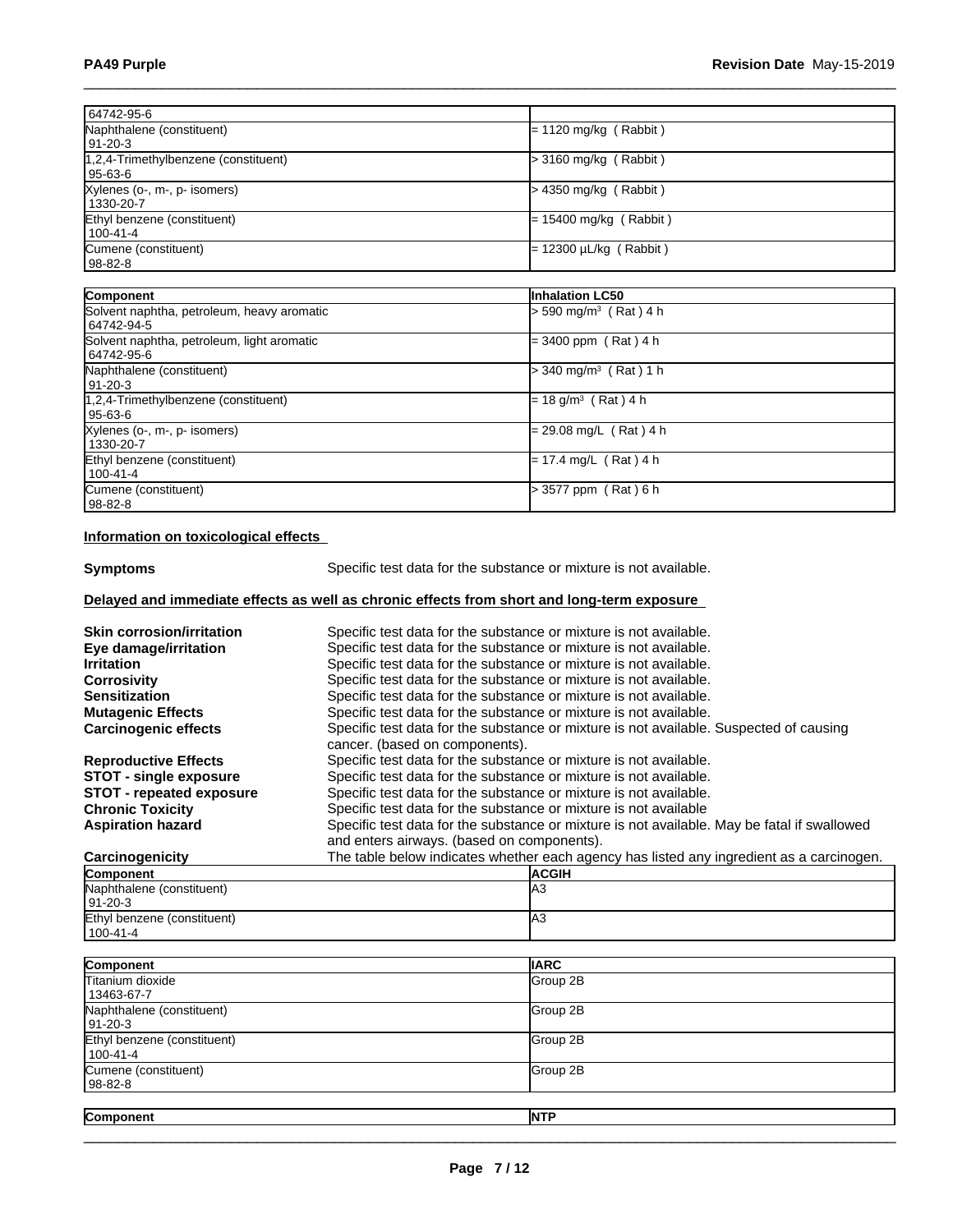| | |
|---|---|
| 64742-95-6 | |
| Naphthalene (constituent)<br>91-20-3 | = 1120 mg/kg ( Rabbit ) |
| 1,2,4-Trimethylbenzene (constituent)<br>95-63-6 | > 3160 mg/kg ( Rabbit ) |
| Xylenes (o-, m-, p- isomers)<br>1330-20-7 | > 4350 mg/kg ( Rabbit ) |
| Ethyl benzene (constituent)<br>100-41-4 | = 15400 mg/kg ( Rabbit ) |
| Cumene (constituent)<br>98-82-8 | = 12300 µL/kg ( Rabbit ) |

| Component | Inhalation LC50 |
|---|---|
| Solvent naphtha, petroleum, heavy aromatic<br>64742-94-5 | > 590 mg/m$^3$ ( Rat ) 4 h |
| Solvent naphtha, petroleum, light aromatic<br>64742-95-6 | = 3400 ppm ( Rat ) 4 h |
| Naphthalene (constituent)<br>91-20-3 | > 340 mg/m$^3$ ( Rat ) 1 h |
| 1,2,4-Trimethylbenzene (constituent)<br>95-63-6 | = 18 g/m$^3$ ( Rat ) 4 h |
| Xylenes (o-, m-, p- isomers)<br>1330-20-7 | = 29.08 mg/L ( Rat ) 4 h |
| Ethyl benzene (constituent)<br>100-41-4 | = 17.4 mg/L ( Rat ) 4 h |
| Cumene (constituent)<br>98-82-8 | > 3577 ppm ( Rat ) 6 h |

**Information on toxicological effects**

**Symptoms** Specific test data for the substance or mixture is not available.

**Delayed and immediate effects as well as chronic effects from short and long-term exposure**

**Skin corrosion/irritation** Specific test data for the substance or mixture is not available.
**Eye damage/irritation** Specific test data for the substance or mixture is not available.
**Irritation** Specific test data for the substance or mixture is not available.
**Corrosivity** Specific test data for the substance or mixture is not available.
**Sensitization** Specific test data for the substance or mixture is not available.
**Mutagenic Effects** Specific test data for the substance or mixture is not available.
**Carcinogenic effects** Specific test data for the substance or mixture is not available. Suspected of causing cancer. (based on components).
**Reproductive Effects** Specific test data for the substance or mixture is not available.
**STOT - single exposure** Specific test data for the substance or mixture is not available.
**STOT - repeated exposure** Specific test data for the substance or mixture is not available.
**Chronic Toxicity** Specific test data for the substance or mixture is not available
**Aspiration hazard** Specific test data for the substance or mixture is not available. May be fatal if swallowed and enters airways. (based on components).
**Carcinogenicity** The table below indicates whether each agency has listed any ingredient as a carcinogen.

| Component | ACGIH |
|---|---|
| Naphthalene (constituent)<br>91-20-3 | A3 |
| Ethyl benzene (constituent)<br>100-41-4 | A3 |

| Component | IARC |
|---|---|
| Titanium dioxide<br>13463-67-7 | Group 2B |
| Naphthalene (constituent)<br>91-20-3 | Group 2B |
| Ethyl benzene (constituent)<br>100-41-4 | Group 2B |
| Cumene (constituent)<br>98-82-8 | Group 2B |

| Component | NTP |
|---|---|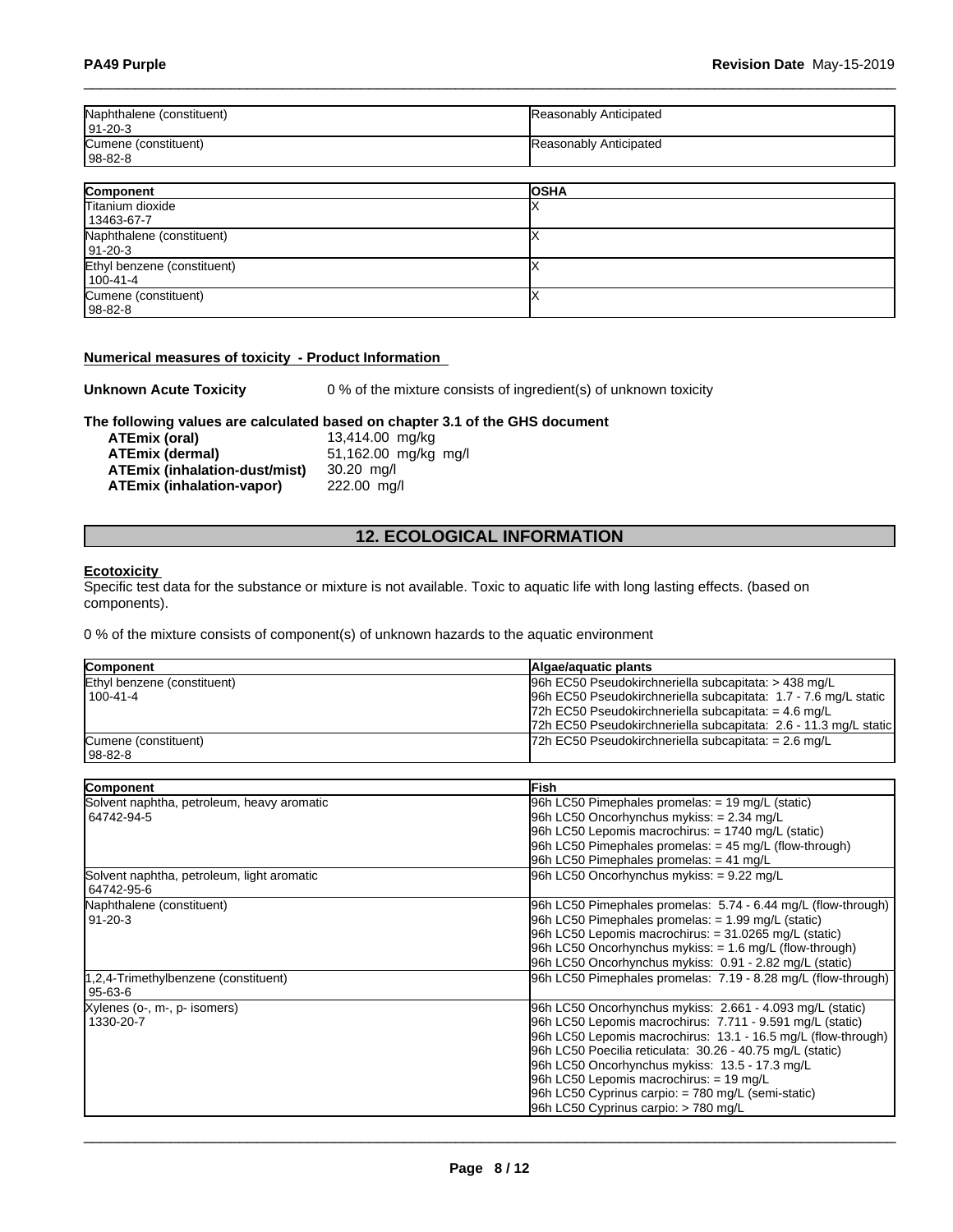| | |
|---|---|
| Naphthalene (constituent)<br>91-20-3 | Reasonably Anticipated |
| Cumene (constituent)<br>98-82-8 | Reasonably Anticipated |

| Component | OSHA |
|---|---|
| Titanium dioxide<br>13463-67-7 | X |
| Naphthalene (constituent)<br>91-20-3 | X |
| Ethyl benzene (constituent)<br>100-41-4 | X |
| Cumene (constituent)<br>98-82-8 | X |

**Numerical measures of toxicity - Product Information**

**Unknown Acute Toxicity** 0 % of the mixture consists of ingredient(s) of unknown toxicity

**The following values are calculated based on chapter 3.1 of the GHS document**

| | |
|---|---|
| **ATEmix (oral)** | 13,414.00 mg/kg |
| **ATEmix (dermal)** | 51,162.00 mg/kg mg/l |
| **ATEmix (inhalation-dust/mist)** | 30.20 mg/l |
| **ATEmix (inhalation-vapor)** | 222.00 mg/l |

## 12. ECOLOGICAL INFORMATION

**Ecotoxicity**

Specific test data for the substance or mixture is not available. Toxic to aquatic life with long lasting effects. (based on components).

0 % of the mixture consists of component(s) of unknown hazards to the aquatic environment

| Component | Algae/aquatic plants |
|---|---|
| Ethyl benzene (constituent)<br>100-41-4 | 96h EC50 Pseudokirchneriella subcapitata: > 438 mg/L<br>96h EC50 Pseudokirchneriella subcapitata: 1.7 - 7.6 mg/L static<br>72h EC50 Pseudokirchneriella subcapitata: = 4.6 mg/L<br>72h EC50 Pseudokirchneriella subcapitata: 2.6 - 11.3 mg/L static |
| Cumene (constituent)<br>98-82-8 | 72h EC50 Pseudokirchneriella subcapitata: = 2.6 mg/L |

| Component | Fish |
|---|---|
| Solvent naphtha, petroleum, heavy aromatic<br>64742-94-5 | 96h LC50 Pimephales promelas: = 19 mg/L (static)<br>96h LC50 Oncorhynchus mykiss: = 2.34 mg/L<br>96h LC50 Lepomis macrochirus: = 1740 mg/L (static)<br>96h LC50 Pimephales promelas: = 45 mg/L (flow-through)<br>96h LC50 Pimephales promelas: = 41 mg/L |
| Solvent naphtha, petroleum, light aromatic<br>64742-95-6 | 96h LC50 Oncorhynchus mykiss: = 9.22 mg/L |
| Naphthalene (constituent)<br>91-20-3 | 96h LC50 Pimephales promelas: 5.74 - 6.44 mg/L (flow-through)<br>96h LC50 Pimephales promelas: = 1.99 mg/L (static)<br>96h LC50 Lepomis macrochirus: = 31.0265 mg/L (static)<br>96h LC50 Oncorhynchus mykiss: = 1.6 mg/L (flow-through)<br>96h LC50 Oncorhynchus mykiss: 0.91 - 2.82 mg/L (static) |
| 1,2,4-Trimethylbenzene (constituent)<br>95-63-6 | 96h LC50 Pimephales promelas: 7.19 - 8.28 mg/L (flow-through) |
| Xylenes (o-, m-, p- isomers)<br>1330-20-7 | 96h LC50 Oncorhynchus mykiss: 2.661 - 4.093 mg/L (static)<br>96h LC50 Lepomis macrochirus: 7.711 - 9.591 mg/L (static)<br>96h LC50 Lepomis macrochirus: 13.1 - 16.5 mg/L (flow-through)<br>96h LC50 Poecilia reticulata: 30.26 - 40.75 mg/L (static)<br>96h LC50 Oncorhynchus mykiss: 13.5 - 17.3 mg/L<br>96h LC50 Lepomis macrochirus: = 19 mg/L<br>96h LC50 Cyprinus carpio: = 780 mg/L (semi-static)<br>96h LC50 Cyprinus carpio: > 780 mg/L |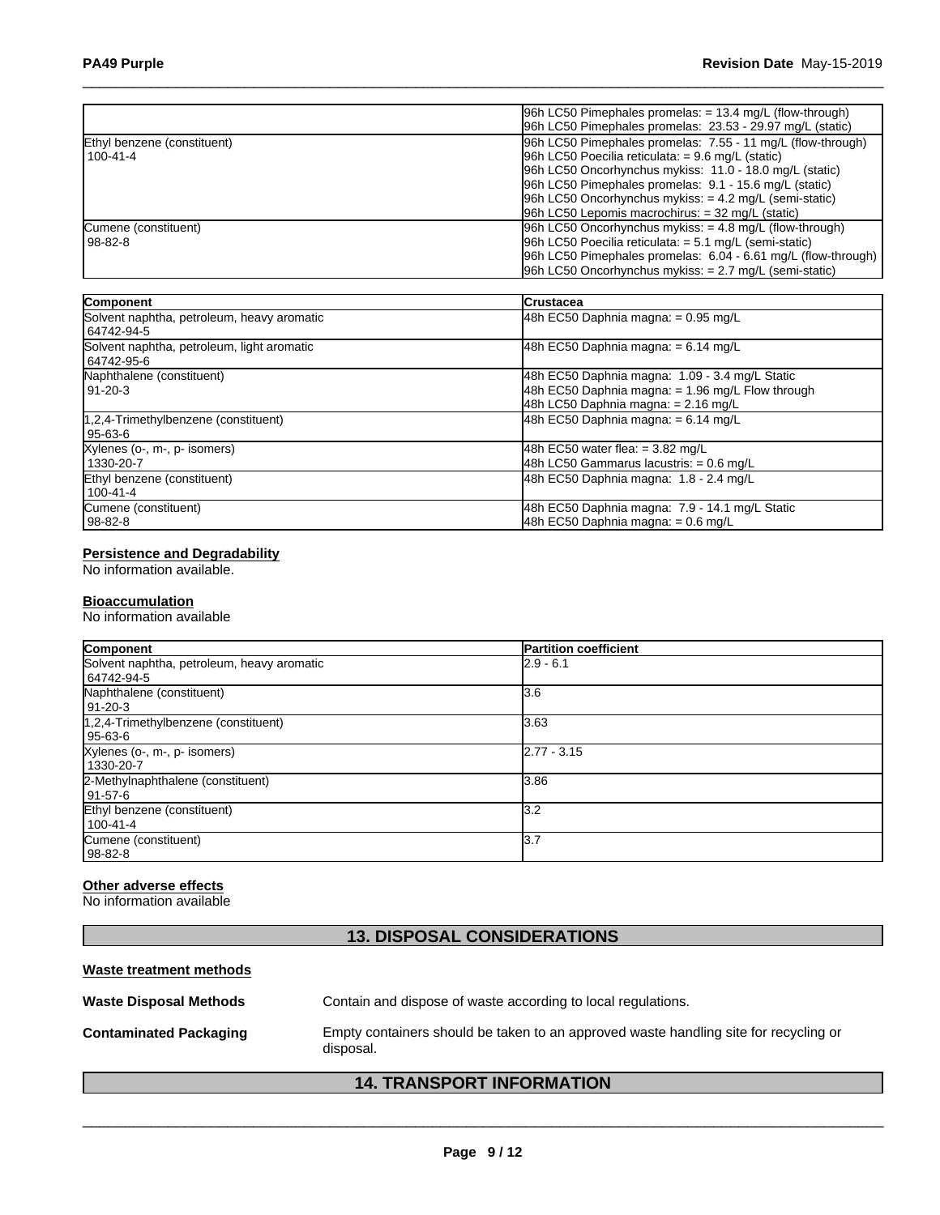| | |
|---|---|
| | 96h LC50 Pimephales promelas: = 13.4 mg/L (flow-through)<br>96h LC50 Pimephales promelas: 23.53 - 29.97 mg/L (static) |
| Ethyl benzene (constituent)<br>100-41-4 | 96h LC50 Pimephales promelas: 7.55 - 11 mg/L (flow-through)<br>96h LC50 Poecilia reticulata: = 9.6 mg/L (static)<br>96h LC50 Oncorhynchus mykiss: 11.0 - 18.0 mg/L (static)<br>96h LC50 Pimephales promelas: 9.1 - 15.6 mg/L (static)<br>96h LC50 Oncorhynchus mykiss: = 4.2 mg/L (semi-static)<br>96h LC50 Lepomis macrochirus: = 32 mg/L (static) |
| Cumene (constituent)<br>98-82-8 | 96h LC50 Oncorhynchus mykiss: = 4.8 mg/L (flow-through)<br>96h LC50 Poecilia reticulata: = 5.1 mg/L (semi-static)<br>96h LC50 Pimephales promelas: 6.04 - 6.61 mg/L (flow-through)<br>96h LC50 Oncorhynchus mykiss: = 2.7 mg/L (semi-static) |

| Component | Crustacea |
|---|---|
| Solvent naphtha, petroleum, heavy aromatic<br>64742-94-5 | 48h EC50 Daphnia magna: = 0.95 mg/L |
| Solvent naphtha, petroleum, light aromatic<br>64742-95-6 | 48h EC50 Daphnia magna: = 6.14 mg/L |
| Naphthalene (constituent)<br>91-20-3 | 48h EC50 Daphnia magna: 1.09 - 3.4 mg/L Static<br>48h EC50 Daphnia magna: = 1.96 mg/L Flow through<br>48h LC50 Daphnia magna: = 2.16 mg/L |
| 1,2,4-Trimethylbenzene (constituent)<br>95-63-6 | 48h EC50 Daphnia magna: = 6.14 mg/L |
| Xylenes (o-, m-, p- isomers)<br>1330-20-7 | 48h EC50 water flea: = 3.82 mg/L<br>48h LC50 Gammarus lacustris: = 0.6 mg/L |
| Ethyl benzene (constituent)<br>100-41-4 | 48h EC50 Daphnia magna: 1.8 - 2.4 mg/L |
| Cumene (constituent)<br>98-82-8 | 48h EC50 Daphnia magna: 7.9 - 14.1 mg/L Static<br>48h EC50 Daphnia magna: = 0.6 mg/L |

**Persistence and Degradability**

No information available.

**Bioaccumulation**

No information available

| Component | Partition coefficient |
|---|---|
| Solvent naphtha, petroleum, heavy aromatic<br>64742-94-5 | 2.9 - 6.1 |
| Naphthalene (constituent)<br>91-20-3 | 3.6 |
| 1,2,4-Trimethylbenzene (constituent)<br>95-63-6 | 3.63 |
| Xylenes (o-, m-, p- isomers)<br>1330-20-7 | 2.77 - 3.15 |
| 2-Methylnaphthalene (constituent)<br>91-57-6 | 3.86 |
| Ethyl benzene (constituent)<br>100-41-4 | 3.2 |
| Cumene (constituent)<br>98-82-8 | 3.7 |

**Other adverse effects**

No information available

## 13. DISPOSAL CONSIDERATIONS

**Waste treatment methods**

**Waste Disposal Methods** Contain and dispose of waste according to local regulations.

**Contaminated Packaging** Empty containers should be taken to an approved waste handling site for recycling or disposal.

## 14. TRANSPORT INFORMATION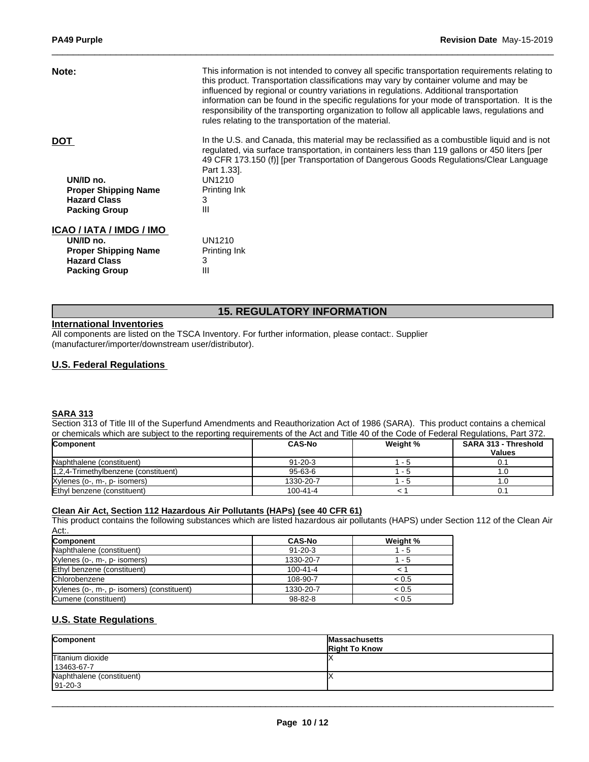**Note:** This information is not intended to convey all specific transportation requirements relating to this product. Transportation classifications may vary by container volume and may be influenced by regional or country variations in regulations. Additional transportation information can be found in the specific regulations for your mode of transportation. It is the responsibility of the transporting organization to follow all applicable laws, regulations and rules relating to the transportation of the material.

**DOT**

In the U.S. and Canada, this material may be reclassified as a combustible liquid and is not regulated, via surface transportation, in containers less than 119 gallons or 450 liters [per 49 CFR 173.150 (f)] [per Transportation of Dangerous Goods Regulations/Clear Language Part 1.33].

**UN/ID no.** UN1210
**Proper Shipping Name** Printing Ink
**Hazard Class** 3
**Packing Group** III

**ICAO / IATA / IMDG / IMO**

**UN/ID no.** UN1210
**Proper Shipping Name** Printing Ink
**Hazard Class** 3
**Packing Group** III

## 15. REGULATORY INFORMATION

**International Inventories**

All components are listed on the TSCA Inventory. For further information, please contact:. Supplier (manufacturer/importer/downstream user/distributor).

**U.S. Federal Regulations**

**SARA 313**

Section 313 of Title III of the Superfund Amendments and Reauthorization Act of 1986 (SARA). This product contains a chemical or chemicals which are subject to the reporting requirements of the Act and Title 40 of the Code of Federal Regulations, Part 372.

| Component | CAS-No | Weight % | SARA 313 - Threshold Values |
|---|---|---|---|
| Naphthalene (constituent) | 91-20-3 | 1 - 5 | 0.1 |
| 1,2,4-Trimethylbenzene (constituent) | 95-63-6 | 1 - 5 | 1.0 |
| Xylenes (o-, m-, p- isomers) | 1330-20-7 | 1 - 5 | 1.0 |
| Ethyl benzene (constituent) | 100-41-4 | < 1 | 0.1 |

**Clean Air Act, Section 112 Hazardous Air Pollutants (HAPs) (see 40 CFR 61)**

This product contains the following substances which are listed hazardous air pollutants (HAPS) under Section 112 of the Clean Air Act:.

| Component | CAS-No | Weight % |
|---|---|---|
| Naphthalene (constituent) | 91-20-3 | 1 - 5 |
| Xylenes (o-, m-, p- isomers) | 1330-20-7 | 1 - 5 |
| Ethyl benzene (constituent) | 100-41-4 | < 1 |
| Chlorobenzene | 108-90-7 | < 0.5 |
| Xylenes (o-, m-, p- isomers) (constituent) | 1330-20-7 | < 0.5 |
| Cumene (constituent) | 98-82-8 | < 0.5 |

**U.S. State Regulations**

| Component | Massachusetts Right To Know |
|---|---|
| Titanium dioxide 13463-67-7 | X |
| Naphthalene (constituent) 91-20-3 | X |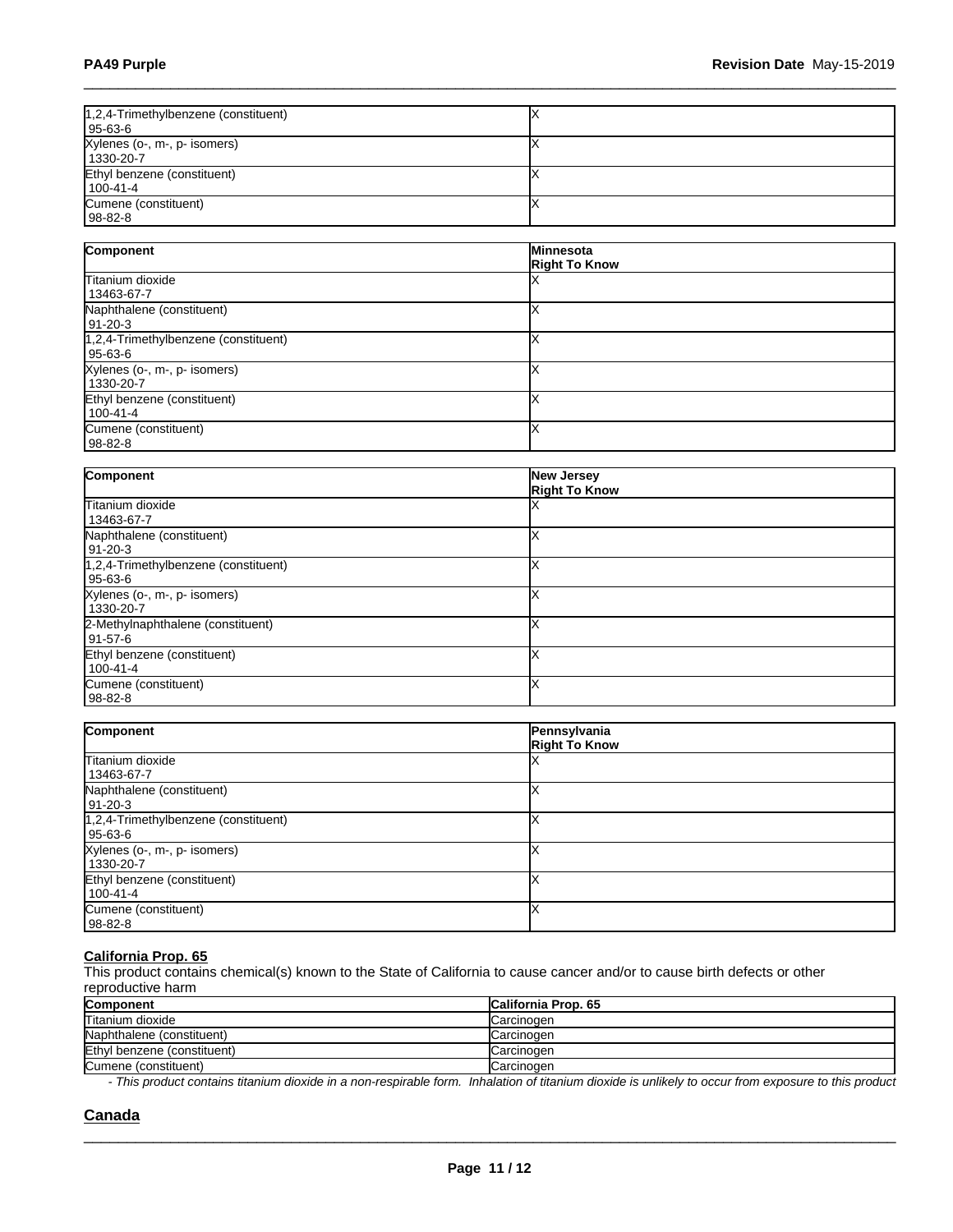| | |
|---|---|
| 1,2,4-Trimethylbenzene (constituent) 95-63-6 | X |
| Xylenes (o-, m-, p- isomers) 1330-20-7 | X |
| Ethyl benzene (constituent) 100-41-4 | X |
| Cumene (constituent) 98-82-8 | X |

| Component | Minnesota Right To Know |
|---|---|
| Titanium dioxide 13463-67-7 | X |
| Naphthalene (constituent) 91-20-3 | X |
| 1,2,4-Trimethylbenzene (constituent) 95-63-6 | X |
| Xylenes (o-, m-, p- isomers) 1330-20-7 | X |
| Ethyl benzene (constituent) 100-41-4 | X |
| Cumene (constituent) 98-82-8 | X |

| Component | New Jersey Right To Know |
|---|---|
| Titanium dioxide 13463-67-7 | X |
| Naphthalene (constituent) 91-20-3 | X |
| 1,2,4-Trimethylbenzene (constituent) 95-63-6 | X |
| Xylenes (o-, m-, p- isomers) 1330-20-7 | X |
| 2-Methylnaphthalene (constituent) 91-57-6 | X |
| Ethyl benzene (constituent) 100-41-4 | X |
| Cumene (constituent) 98-82-8 | X |

| Component | Pennsylvania Right To Know |
|---|---|
| Titanium dioxide 13463-67-7 | X |
| Naphthalene (constituent) 91-20-3 | X |
| 1,2,4-Trimethylbenzene (constituent) 95-63-6 | X |
| Xylenes (o-, m-, p- isomers) 1330-20-7 | X |
| Ethyl benzene (constituent) 100-41-4 | X |
| Cumene (constituent) 98-82-8 | X |

**California Prop. 65**

This product contains chemical(s) known to the State of California to cause cancer and/or to cause birth defects or other reproductive harm

| Component | California Prop. 65 |
|---|---|
| Titanium dioxide | Carcinogen |
| Naphthalene (constituent) | Carcinogen |
| Ethyl benzene (constituent) | Carcinogen |
| Cumene (constituent) | Carcinogen |

*- This product contains titanium dioxide in a non-respirable form. Inhalation of titanium dioxide is unlikely to occur from exposure to this product*

## Canada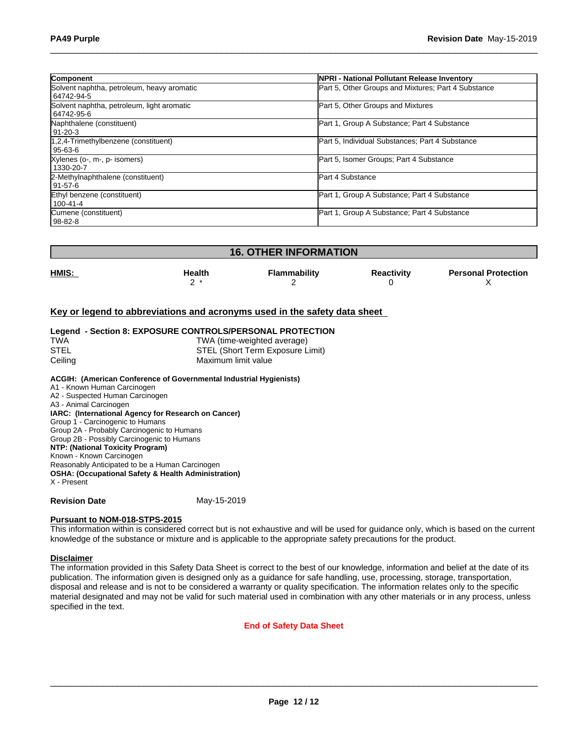| Component | NPRI - National Pollutant Release Inventory |
|---|---|
| Solvent naphtha, petroleum, heavy aromatic 64742-94-5 | Part 5, Other Groups and Mixtures; Part 4 Substance |
| Solvent naphtha, petroleum, light aromatic 64742-95-6 | Part 5, Other Groups and Mixtures |
| Naphthalene (constituent) 91-20-3 | Part 1, Group A Substance; Part 4 Substance |
| 1,2,4-Trimethylbenzene (constituent) 95-63-6 | Part 5, Individual Substances; Part 4 Substance |
| Xylenes (o-, m-, p- isomers) 1330-20-7 | Part 5, Isomer Groups; Part 4 Substance |
| 2-Methylnaphthalene (constituent) 91-57-6 | Part 4 Substance |
| Ethyl benzene (constituent) 100-41-4 | Part 1, Group A Substance; Part 4 Substance |
| Cumene (constituent) 98-82-8 | Part 1, Group A Substance; Part 4 Substance |

## 16. OTHER INFORMATION

| HMIS: | Health | Flammability | Reactivity | Personal Protection |
|---|---|---|---|---|
| | 2 * | 2 | 0 | X |

### Key or legend to abbreviations and acronyms used in the safety data sheet

**Legend - Section 8: EXPOSURE CONTROLS/PERSONAL PROTECTION**

| | |
|---|---|
| TWA | TWA (time-weighted average) |
| STEL | STEL (Short Term Exposure Limit) |
| Ceiling | Maximum limit value |

**ACGIH: (American Conference of Governmental Industrial Hygienists)**
A1 - Known Human Carcinogen
A2 - Suspected Human Carcinogen
A3 - Animal Carcinogen
**IARC: (International Agency for Research on Cancer)**
Group 1 - Carcinogenic to Humans
Group 2A - Probably Carcinogenic to Humans
Group 2B - Possibly Carcinogenic to Humans
**NTP: (National Toxicity Program)**
Known - Known Carcinogen
Reasonably Anticipated to be a Human Carcinogen
**OSHA: (Occupational Safety & Health Administration)**
X - Present

**Revision Date** May-15-2019

**Pursuant to NOM-018-STPS-2015**

This information within is considered correct but is not exhaustive and will be used for guidance only, which is based on the current knowledge of the substance or mixture and is applicable to the appropriate safety precautions for the product.

**Disclaimer**

The information provided in this Safety Data Sheet is correct to the best of our knowledge, information and belief at the date of its publication. The information given is designed only as a guidance for safe handling, use, processing, storage, transportation, disposal and release and is not to be considered a warranty or quality specification. The information relates only to the specific material designated and may not be valid for such material used in combination with any other materials or in any process, unless specified in the text.

**End of Safety Data Sheet**